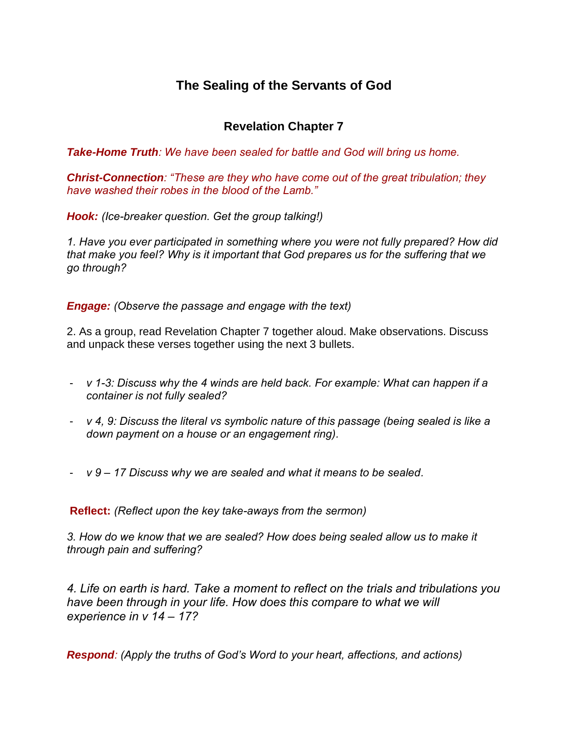# The Sealing of the Servants of God

## Revelation Chapter 7

***Take-Home Truth**: We have been sealed for battle and God will bring us home.*

***Christ-Connection**: "These are they who have come out of the great tribulation; they have washed their robes in the blood of the Lamb."*

***Hook:** (Ice-breaker question. Get the group talking!)*

*1. Have you ever participated in something where you were not fully prepared? How did that make you feel? Why is it important that God prepares us for the suffering that we go through?*

***Engage:** (Observe the passage and engage with the text)*

2. As a group, read Revelation Chapter 7 together aloud. Make observations. Discuss and unpack these verses together using the next 3 bullets.

- *v 1-3: Discuss why the 4 winds are held back. For example: What can happen if a container is not fully sealed?*
- *v 4, 9: Discuss the literal vs symbolic nature of this passage (being sealed is like a down payment on a house or an engagement ring).*
- *v 9 – 17 Discuss why we are sealed and what it means to be sealed.*

**Reflect:** *(Reflect upon the key take-aways from the sermon)*

*3. How do we know that we are sealed? How does being sealed allow us to make it through pain and suffering?*

*4. Life on earth is hard. Take a moment to reflect on the trials and tribulations you have been through in your life. How does this compare to what we will experience in v 14 – 17?*

***Respond**: (Apply the truths of God's Word to your heart, affections, and actions)*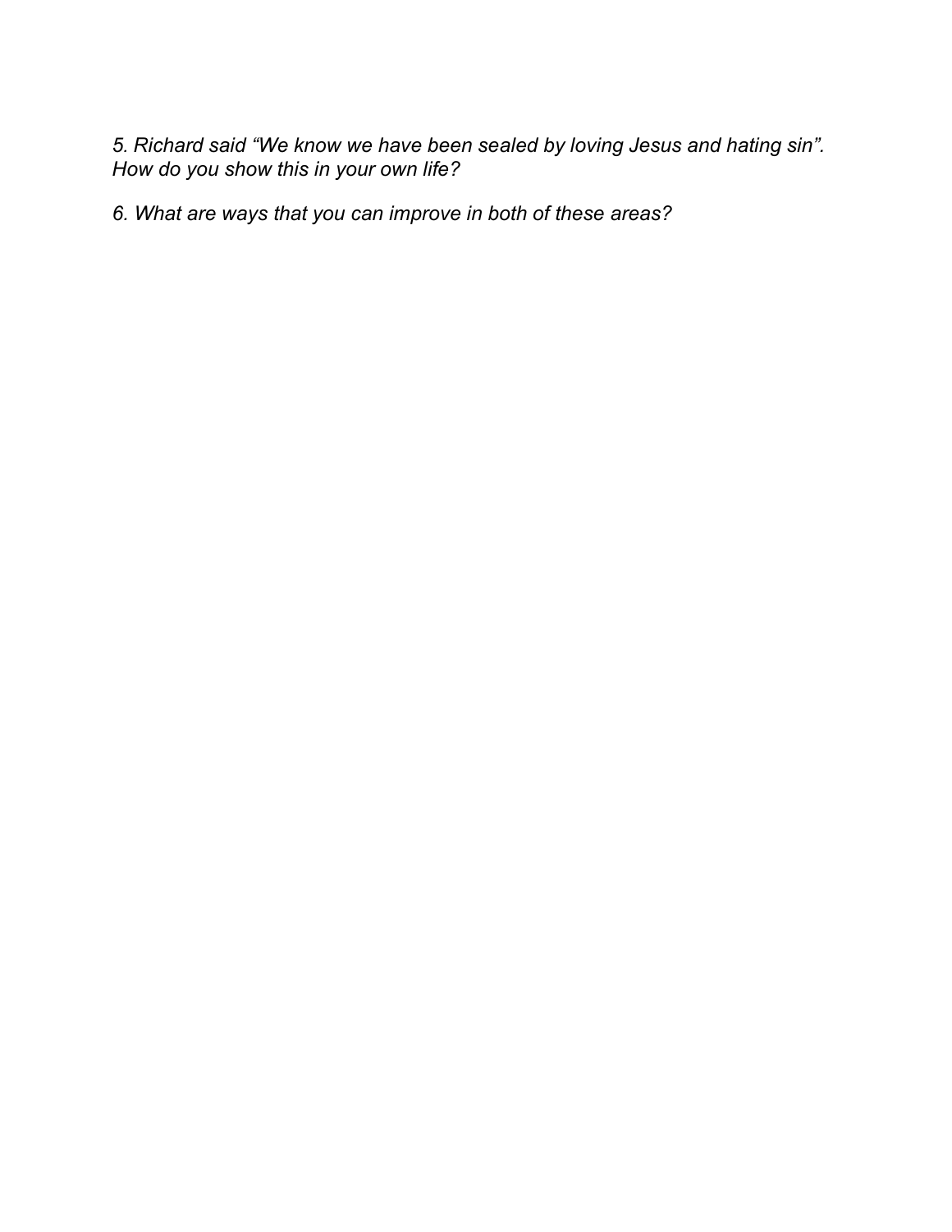*5. Richard said “We know we have been sealed by loving Jesus and hating sin”. How do you show this in your own life?*

*6. What are ways that you can improve in both of these areas?*